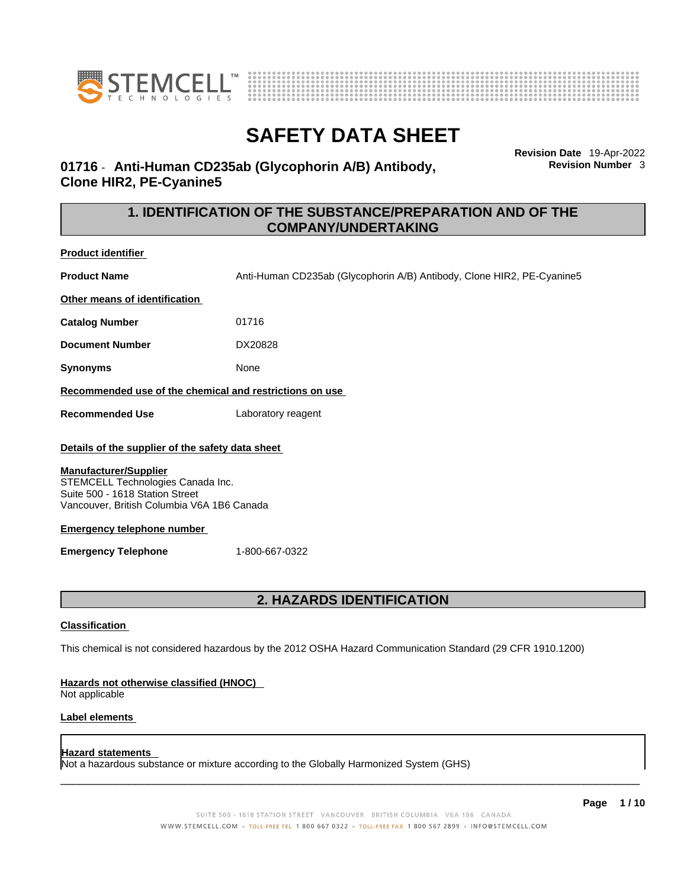# SAFETY DATA SHEET

**01716 - Anti-Human CD235ab (Glycophorin A/B) Antibody, Clone HIR2, PE-Cyanine5**

**Revision Date** 19-Apr-2022
**Revision Number** 3

## 1. IDENTIFICATION OF THE SUBSTANCE/PREPARATION AND OF THE COMPANY/UNDERTAKING

**Product identifier**

| | |
|---|---|
| **Product Name** | Anti-Human CD235ab (Glycophorin A/B) Antibody, Clone HIR2, PE-Cyanine5 |

**Other means of identification**

| | |
|---|---|
| **Catalog Number** | 01716 |
| **Document Number** | DX20828 |
| **Synonyms** | None |

**Recommended use of the chemical and restrictions on use**

| | |
|---|---|
| **Recommended Use** | Laboratory reagent |

**Details of the supplier of the safety data sheet**

**Manufacturer/Supplier**
STEMCELL Technologies Canada Inc.
Suite 500 - 1618 Station Street
Vancouver, British Columbia V6A 1B6 Canada

**Emergency telephone number**

| | |
|---|---|
| **Emergency Telephone** | 1-800-667-0322 |

## 2. HAZARDS IDENTIFICATION

**Classification**

This chemical is not considered hazardous by the 2012 OSHA Hazard Communication Standard (29 CFR 1910.1200)

**Hazards not otherwise classified (HNOC)**
Not applicable

**Label elements**

**Hazard statements**
Not a hazardous substance or mixture according to the Globally Harmonized System (GHS)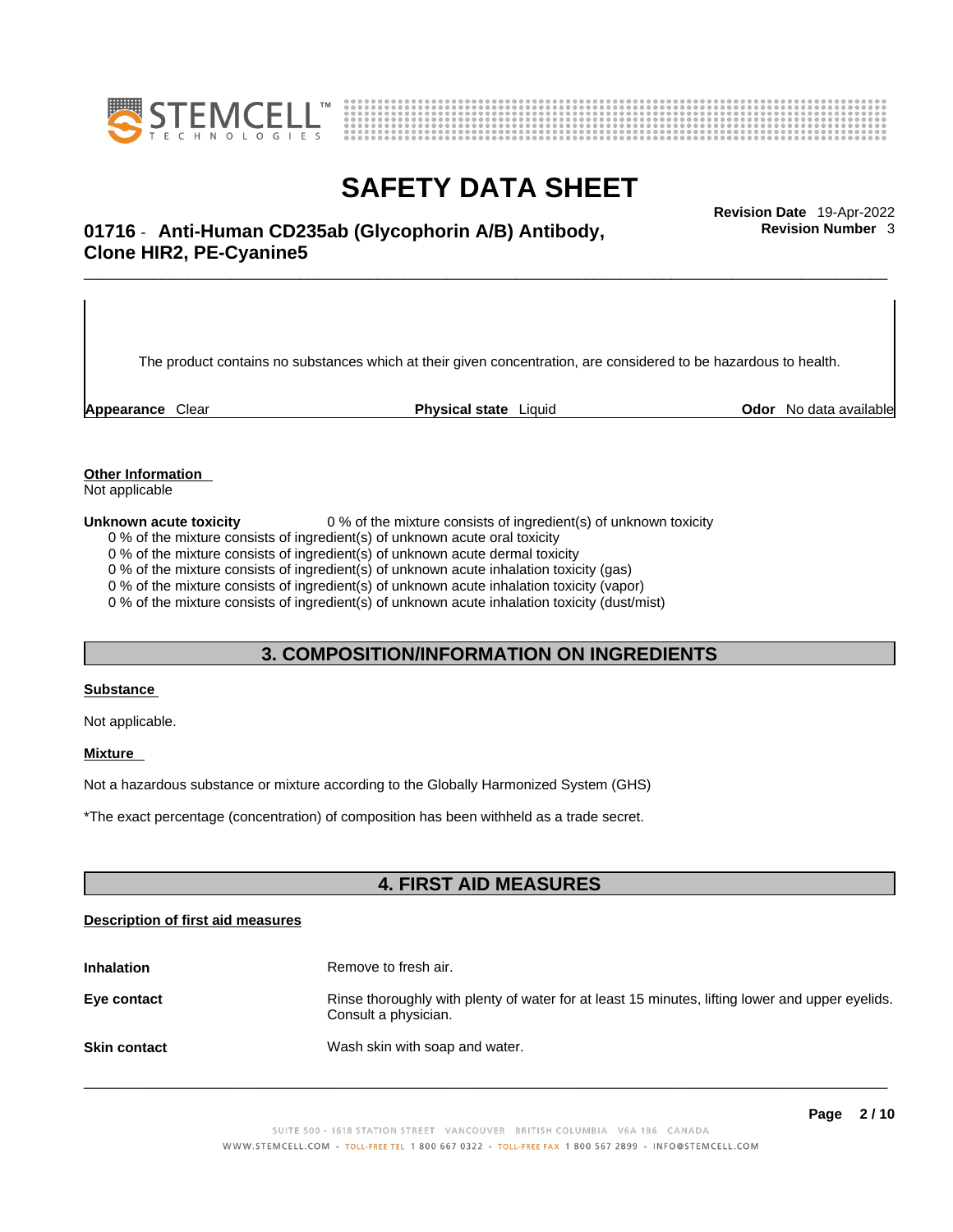The product contains no substances which at their given concentration, are considered to be hazardous to health.

**Appearance** Clear **Physical state** Liquid **Odor** No data available

**Other Information**
Not applicable

**Unknown acute toxicity** 0 % of the mixture consists of ingredient(s) of unknown toxicity

0 % of the mixture consists of ingredient(s) of unknown acute oral toxicity
0 % of the mixture consists of ingredient(s) of unknown acute dermal toxicity
0 % of the mixture consists of ingredient(s) of unknown acute inhalation toxicity (gas)
0 % of the mixture consists of ingredient(s) of unknown acute inhalation toxicity (vapor)
0 % of the mixture consists of ingredient(s) of unknown acute inhalation toxicity (dust/mist)

## 3. COMPOSITION/INFORMATION ON INGREDIENTS

**Substance**

Not applicable.

**Mixture**

Not a hazardous substance or mixture according to the Globally Harmonized System (GHS)

*The exact percentage (concentration) of composition has been withheld as a trade secret.

## 4. FIRST AID MEASURES

**Description of first aid measures**

**Inhalation** Remove to fresh air.

**Eye contact** Rinse thoroughly with plenty of water for at least 15 minutes, lifting lower and upper eyelids. Consult a physician.

**Skin contact** Wash skin with soap and water.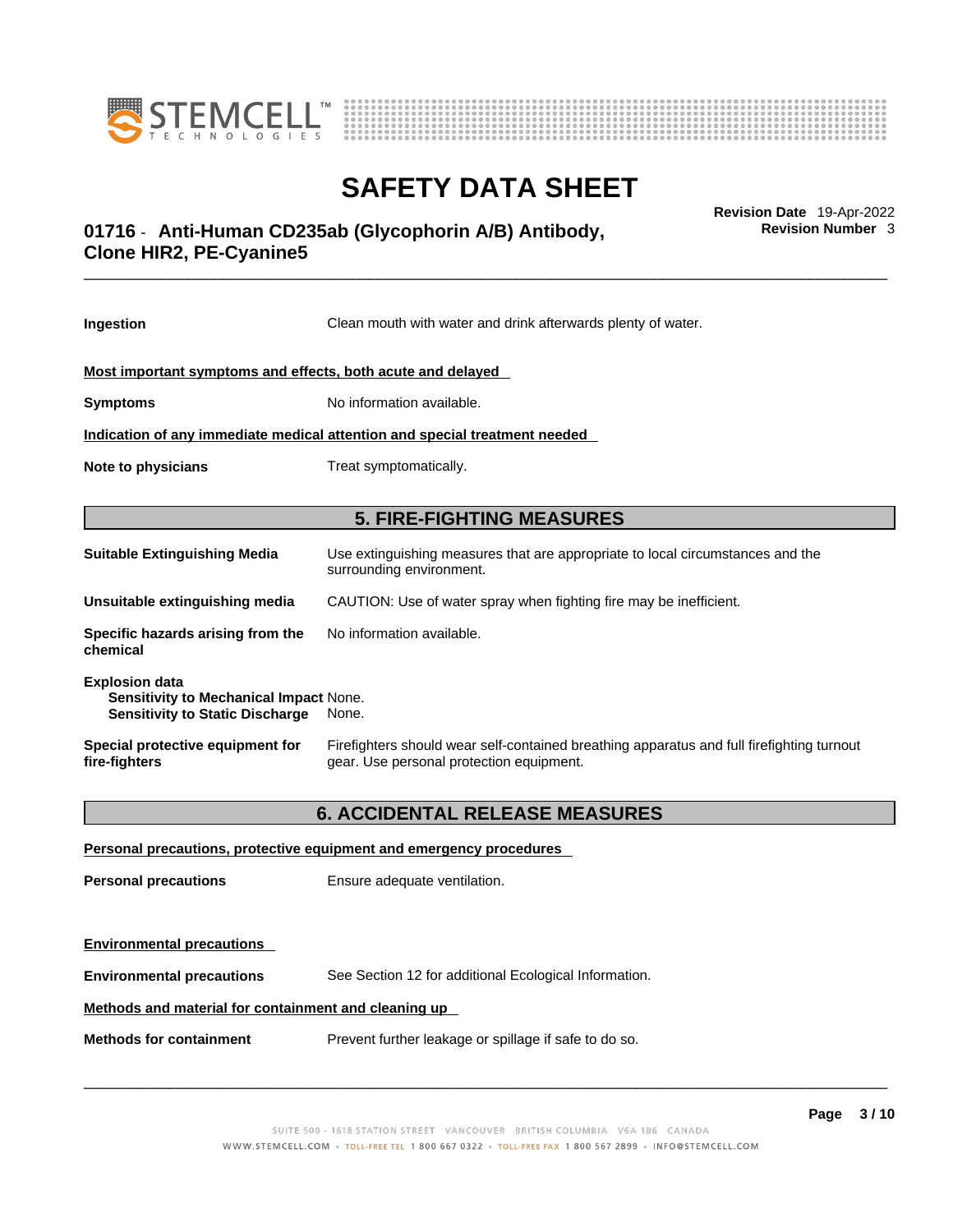| | |
|---|---|
| **Ingestion** | Clean mouth with water and drink afterwards plenty of water. |

**Most important symptoms and effects, both acute and delayed**

| | |
|---|---|
| **Symptoms** | No information available. |

**Indication of any immediate medical attention and special treatment needed**

| | |
|---|---|
| **Note to physicians** | Treat symptomatically. |

## 5. FIRE-FIGHTING MEASURES

| | |
|---|---|
| **Suitable Extinguishing Media** | Use extinguishing measures that are appropriate to local circumstances and the surrounding environment. |
| **Unsuitable extinguishing media** | CAUTION: Use of water spray when fighting fire may be inefficient. |
| **Specific hazards arising from the chemical** | No information available. |

**Explosion data**

| | |
|---|---|
| **Sensitivity to Mechanical Impact** | None. |
| **Sensitivity to Static Discharge** | None. |

| | |
|---|---|
| **Special protective equipment for fire-fighters** | Firefighters should wear self-contained breathing apparatus and full firefighting turnout gear. Use personal protection equipment. |

## 6. ACCIDENTAL RELEASE MEASURES

**Personal precautions, protective equipment and emergency procedures**

| | |
|---|---|
| **Personal precautions** | Ensure adequate ventilation. |

**Environmental precautions**

| | |
|---|---|
| **Environmental precautions** | See Section 12 for additional Ecological Information. |

**Methods and material for containment and cleaning up**

| | |
|---|---|
| **Methods for containment** | Prevent further leakage or spillage if safe to do so. |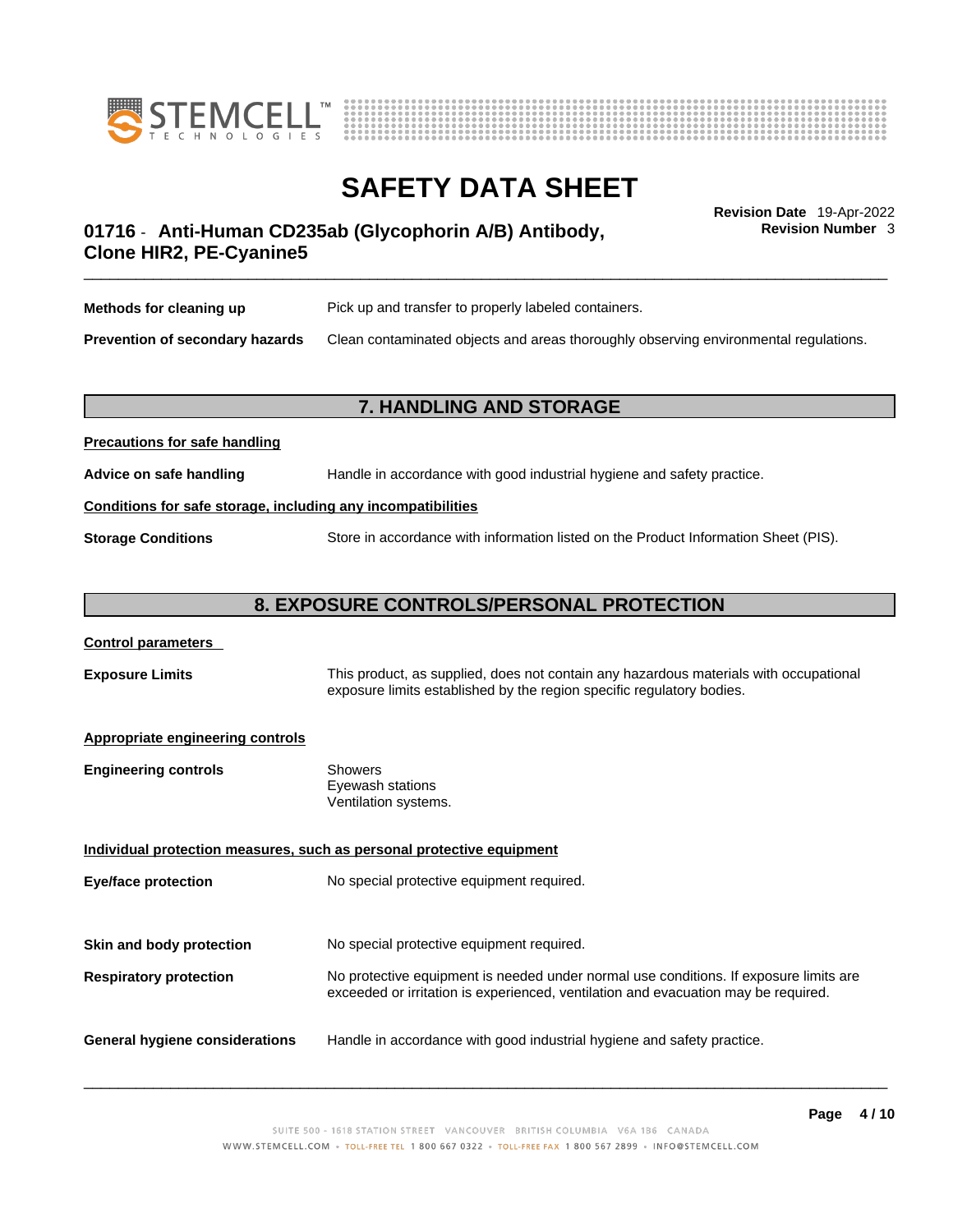**Methods for cleaning up** Pick up and transfer to properly labeled containers.

**Prevention of secondary hazards** Clean contaminated objects and areas thoroughly observing environmental regulations.

## 7. HANDLING AND STORAGE

**Precautions for safe handling**

**Advice on safe handling** Handle in accordance with good industrial hygiene and safety practice.

**Conditions for safe storage, including any incompatibilities**

**Storage Conditions** Store in accordance with information listed on the Product Information Sheet (PIS).

## 8. EXPOSURE CONTROLS/PERSONAL PROTECTION

**Control parameters**

**Exposure Limits** This product, as supplied, does not contain any hazardous materials with occupational exposure limits established by the region specific regulatory bodies.

**Appropriate engineering controls**

**Engineering controls**
Showers
Eyewash stations
Ventilation systems.

**Individual protection measures, such as personal protective equipment**

**Eye/face protection** No special protective equipment required.

**Skin and body protection** No special protective equipment required.

**Respiratory protection** No protective equipment is needed under normal use conditions. If exposure limits are exceeded or irritation is experienced, ventilation and evacuation may be required.

**General hygiene considerations** Handle in accordance with good industrial hygiene and safety practice.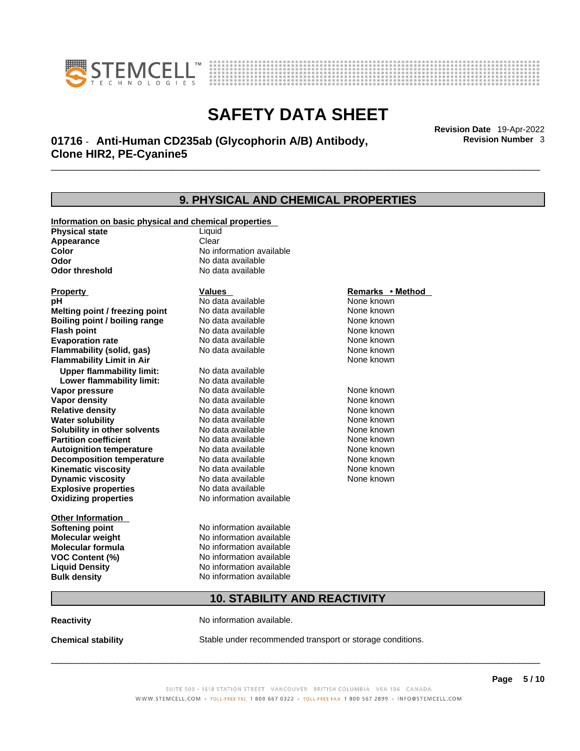# SAFETY DATA SHEET

**01716 - Anti-Human CD235ab (Glycophorin A/B) Antibody, Clone HIR2, PE-Cyanine5**

**Revision Date** 19-Apr-2022
**Revision Number** 3

## 9. PHYSICAL AND CHEMICAL PROPERTIES

**Information on basic physical and chemical properties**

| | |
|---|---|
| **Physical state** | Liquid |
| **Appearance** | Clear |
| **Color** | No information available |
| **Odor** | No data available |
| **Odor threshold** | No data available |

| **Property** | **Values** | **Remarks • Method** |
|---|---|---|
| **pH** | No data available | None known |
| **Melting point / freezing point** | No data available | None known |
| **Boiling point / boiling range** | No data available | None known |
| **Flash point** | No data available | None known |
| **Evaporation rate** | No data available | None known |
| **Flammability (solid, gas)** | No data available | None known |
| **Flammability Limit in Air** | | None known |
| **Upper flammability limit:** | No data available | |
| **Lower flammability limit:** | No data available | |
| **Vapor pressure** | No data available | None known |
| **Vapor density** | No data available | None known |
| **Relative density** | No data available | None known |
| **Water solubility** | No data available | None known |
| **Solubility in other solvents** | No data available | None known |
| **Partition coefficient** | No data available | None known |
| **Autoignition temperature** | No data available | None known |
| **Decomposition temperature** | No data available | None known |
| **Kinematic viscosity** | No data available | None known |
| **Dynamic viscosity** | No data available | None known |
| **Explosive properties** | No data available | |
| **Oxidizing properties** | No information available | |

**Other Information**

| | |
|---|---|
| **Softening point** | No information available |
| **Molecular weight** | No information available |
| **Molecular formula** | No information available |
| **VOC Content (%)** | No information available |
| **Liquid Density** | No information available |
| **Bulk density** | No information available |

## 10. STABILITY AND REACTIVITY

**Reactivity** No information available.

**Chemical stability** Stable under recommended transport or storage conditions.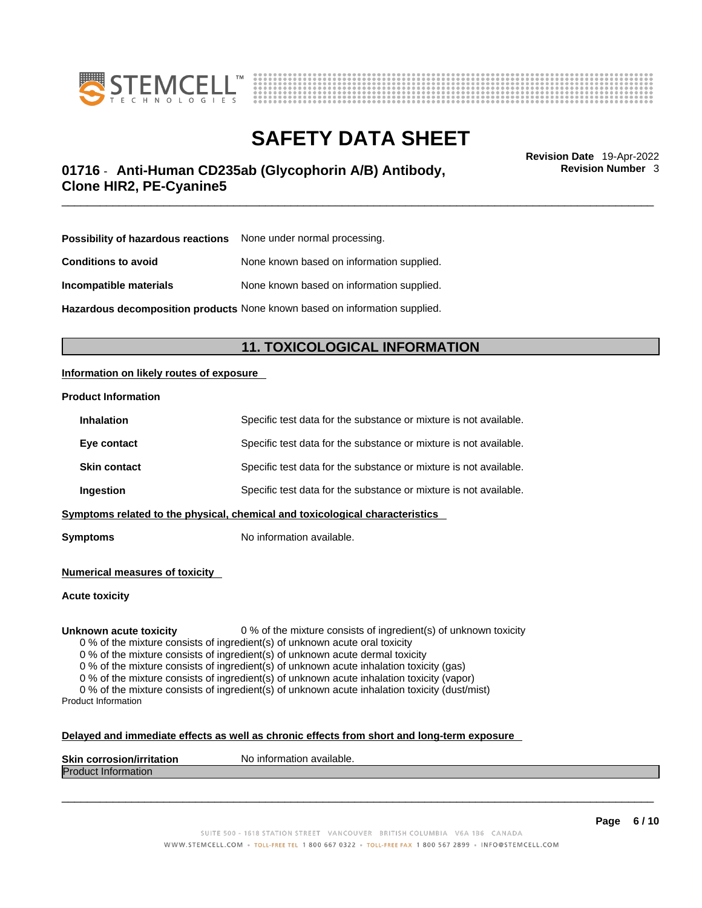**Possibility of hazardous reactions** None under normal processing.

**Conditions to avoid** None known based on information supplied.

**Incompatible materials** None known based on information supplied.

**Hazardous decomposition products** None known based on information supplied.

## 11. TOXICOLOGICAL INFORMATION

**Information on likely routes of exposure**

**Product Information**

**Inhalation** Specific test data for the substance or mixture is not available.

**Eye contact** Specific test data for the substance or mixture is not available.

**Skin contact** Specific test data for the substance or mixture is not available.

**Ingestion** Specific test data for the substance or mixture is not available.

**Symptoms related to the physical, chemical and toxicological characteristics**

**Symptoms** No information available.

**Numerical measures of toxicity**

**Acute toxicity**

**Unknown acute toxicity** 0 % of the mixture consists of ingredient(s) of unknown toxicity

0 % of the mixture consists of ingredient(s) of unknown acute oral toxicity
0 % of the mixture consists of ingredient(s) of unknown acute dermal toxicity
0 % of the mixture consists of ingredient(s) of unknown acute inhalation toxicity (gas)
0 % of the mixture consists of ingredient(s) of unknown acute inhalation toxicity (vapor)
0 % of the mixture consists of ingredient(s) of unknown acute inhalation toxicity (dust/mist)

Product Information

**Delayed and immediate effects as well as chronic effects from short and long-term exposure**

**Skin corrosion/irritation** No information available.

Product Information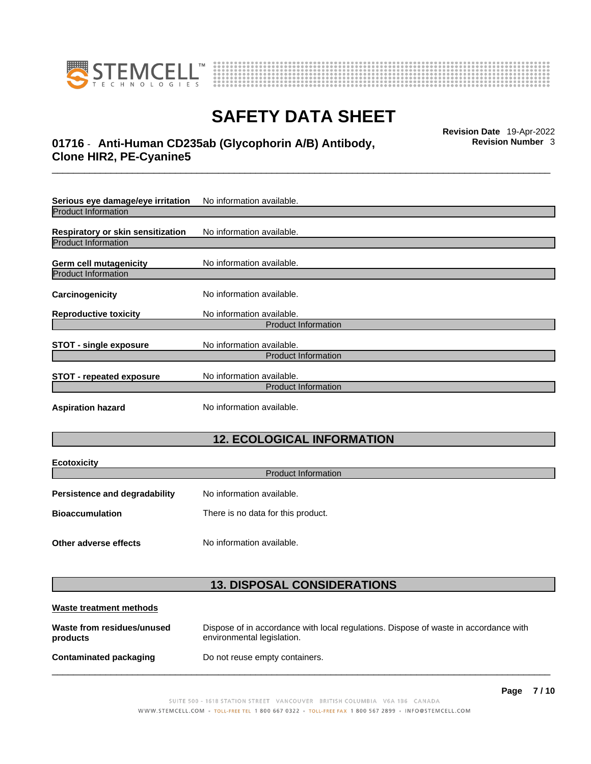**Serious eye damage/eye irritation** No information available.

Product Information

**Respiratory or skin sensitization** No information available.

Product Information

**Germ cell mutagenicity** No information available.

Product Information

**Carcinogenicity** No information available.

**Reproductive toxicity** No information available.

Product Information

**STOT - single exposure** No information available.

Product Information

**STOT - repeated exposure** No information available.

Product Information

**Aspiration hazard** No information available.

## 12. ECOLOGICAL INFORMATION

**Ecotoxicity**

Product Information

**Persistence and degradability** No information available.

**Bioaccumulation** There is no data for this product.

**Other adverse effects** No information available.

## 13. DISPOSAL CONSIDERATIONS

**Waste treatment methods**

**Waste from residues/unused products** Dispose of in accordance with local regulations. Dispose of waste in accordance with environmental legislation.

**Contaminated packaging** Do not reuse empty containers.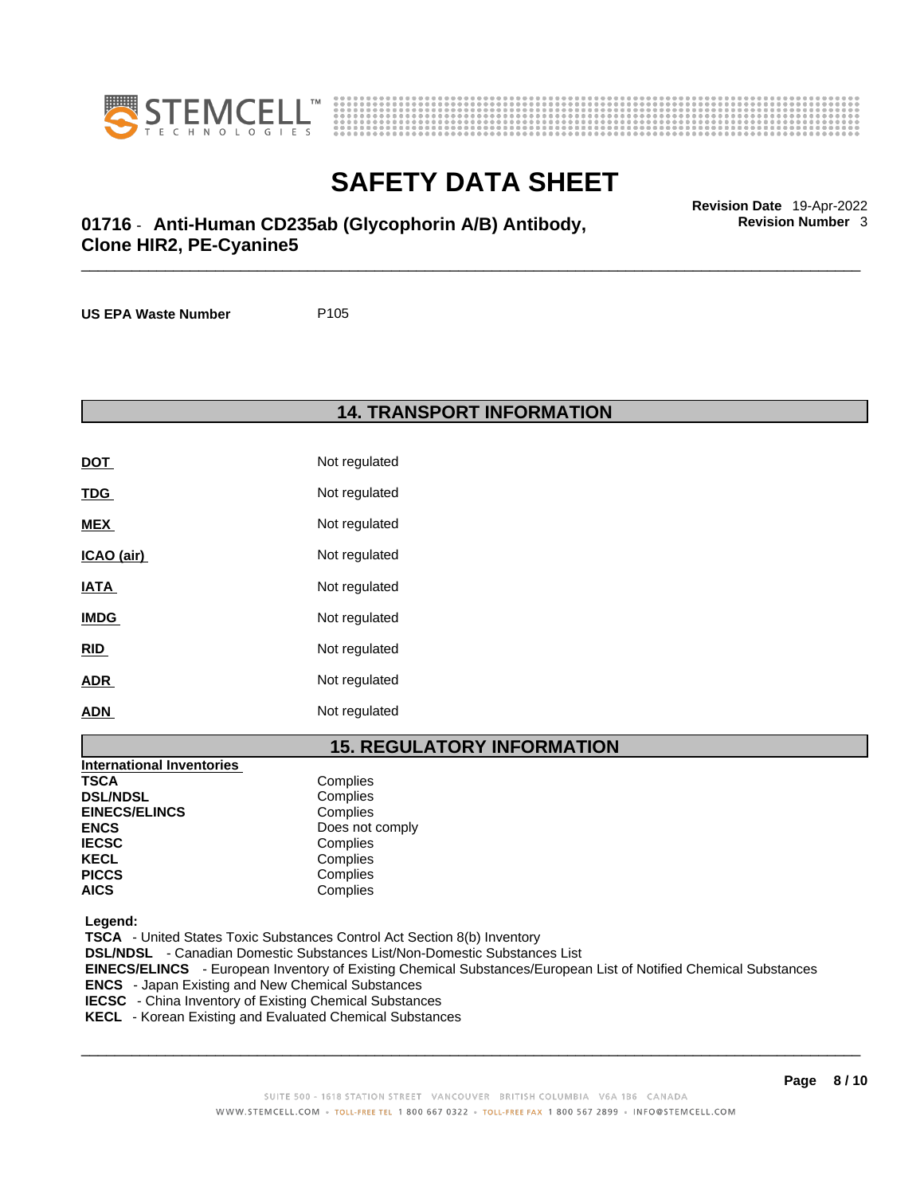**US EPA Waste Number** P105

## 14. TRANSPORT INFORMATION

| | |
|---|---|
| **DOT** | Not regulated |
| **TDG** | Not regulated |
| **MEX** | Not regulated |
| **ICAO (air)** | Not regulated |
| **IATA** | Not regulated |
| **IMDG** | Not regulated |
| **RID** | Not regulated |
| **ADR** | Not regulated |
| **ADN** | Not regulated |

## 15. REGULATORY INFORMATION

**International Inventories**

| | |
|---|---|
| **TSCA** | Complies |
| **DSL/NDSL** | Complies |
| **EINECS/ELINCS** | Complies |
| **ENCS** | Does not comply |
| **IECSC** | Complies |
| **KECL** | Complies |
| **PICCS** | Complies |
| **AICS** | Complies |

**Legend:**

**TSCA** - United States Toxic Substances Control Act Section 8(b) Inventory
**DSL/NDSL** - Canadian Domestic Substances List/Non-Domestic Substances List
**EINECS/ELINCS** - European Inventory of Existing Chemical Substances/European List of Notified Chemical Substances
**ENCS** - Japan Existing and New Chemical Substances
**IECSC** - China Inventory of Existing Chemical Substances
**KECL** - Korean Existing and Evaluated Chemical Substances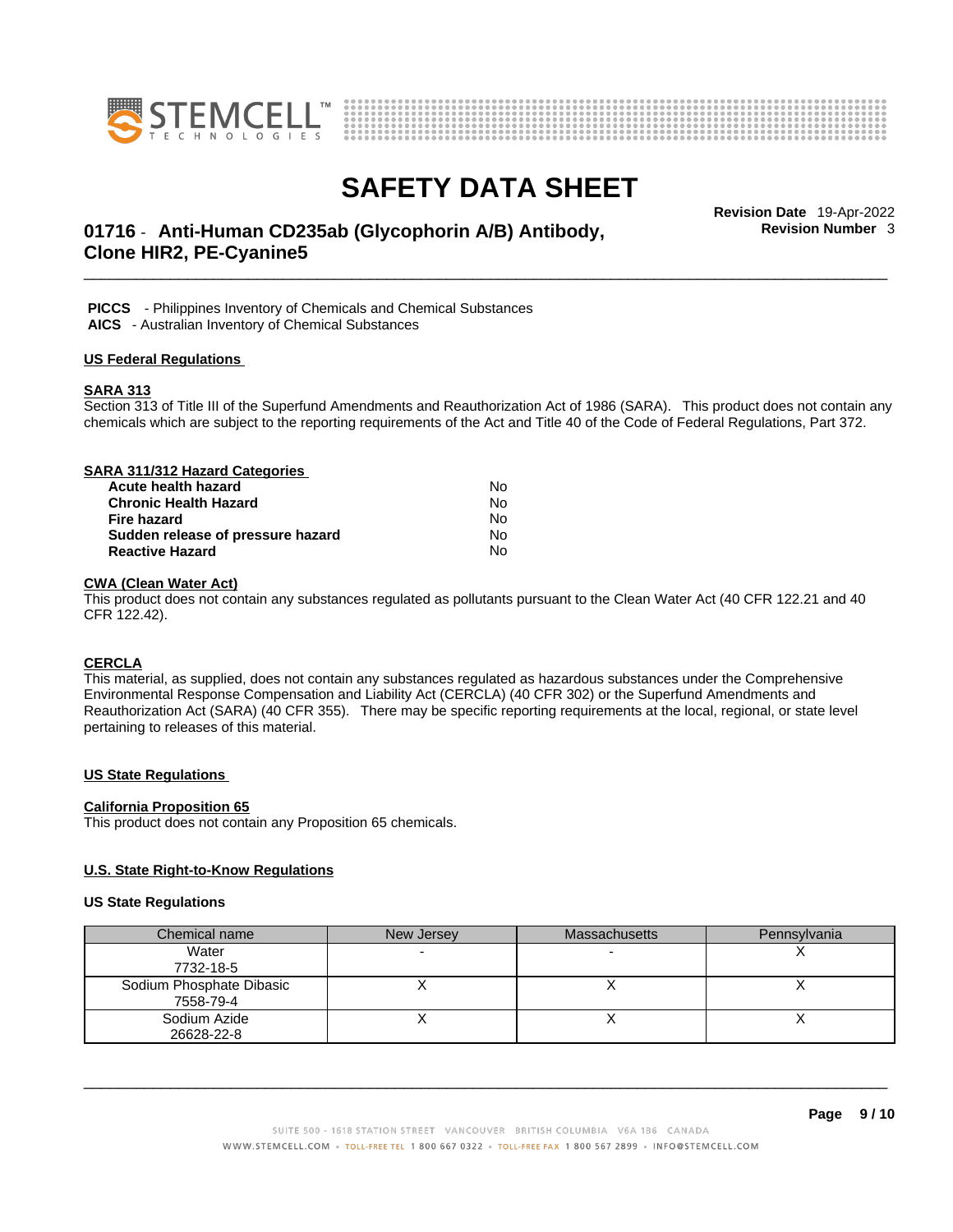**PICCS** - Philippines Inventory of Chemicals and Chemical Substances
**AICS** - Australian Inventory of Chemical Substances

## US Federal Regulations

### SARA 313

Section 313 of Title III of the Superfund Amendments and Reauthorization Act of 1986 (SARA). This product does not contain any chemicals which are subject to the reporting requirements of the Act and Title 40 of the Code of Federal Regulations, Part 372.

### SARA 311/312 Hazard Categories

| | |
|---|---|
| **Acute health hazard** | No |
| **Chronic Health Hazard** | No |
| **Fire hazard** | No |
| **Sudden release of pressure hazard** | No |
| **Reactive Hazard** | No |

### CWA (Clean Water Act)

This product does not contain any substances regulated as pollutants pursuant to the Clean Water Act (40 CFR 122.21 and 40 CFR 122.42).

### CERCLA

This material, as supplied, does not contain any substances regulated as hazardous substances under the Comprehensive Environmental Response Compensation and Liability Act (CERCLA) (40 CFR 302) or the Superfund Amendments and Reauthorization Act (SARA) (40 CFR 355). There may be specific reporting requirements at the local, regional, or state level pertaining to releases of this material.

## US State Regulations

### California Proposition 65

This product does not contain any Proposition 65 chemicals.

## U.S. State Right-to-Know Regulations

### US State Regulations

| Chemical name | New Jersey | Massachusetts | Pennsylvania |
|---|---|---|---|
| Water 7732-18-5 | - | - | X |
| Sodium Phosphate Dibasic 7558-79-4 | X | X | X |
| Sodium Azide 26628-22-8 | X | X | X |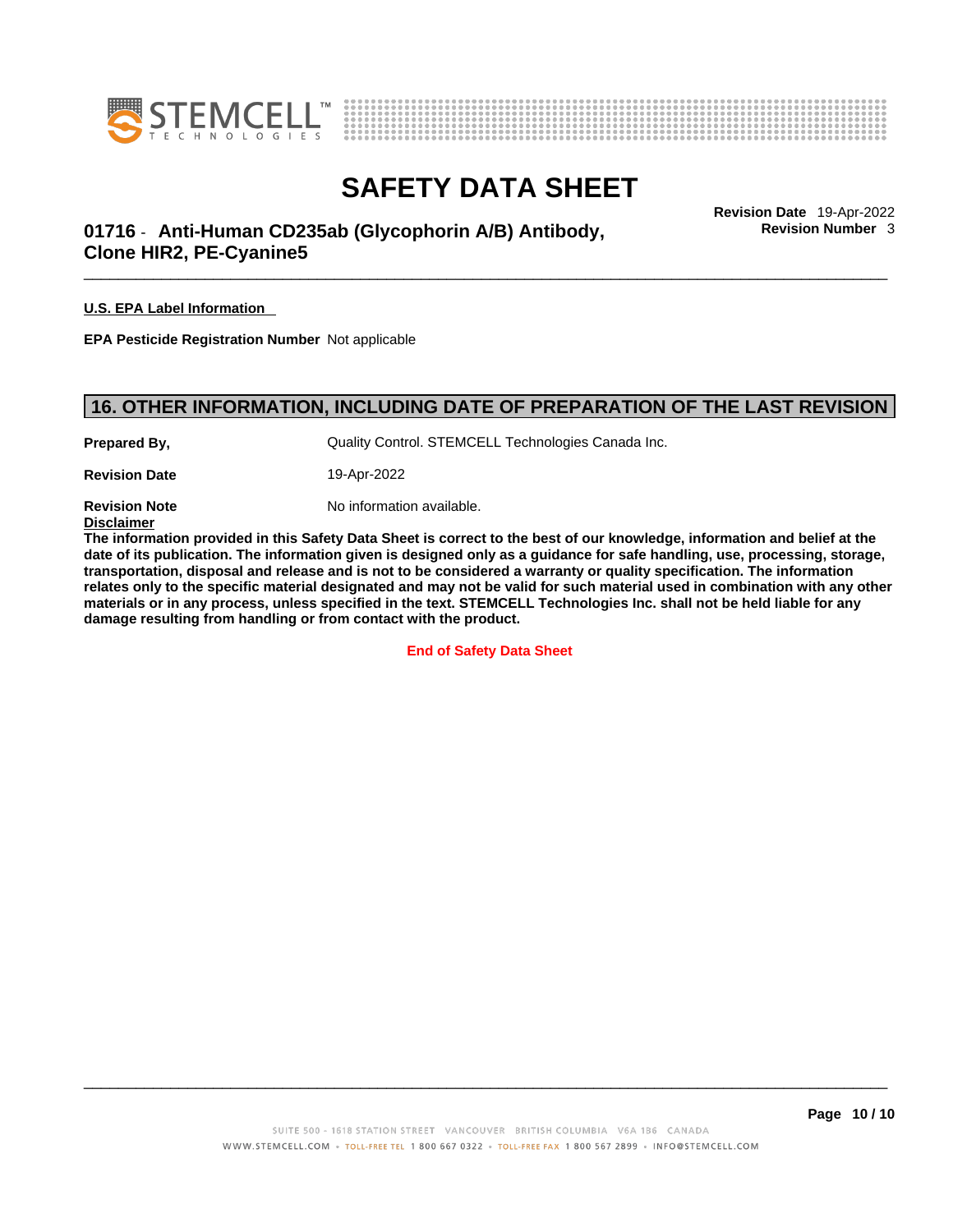**U.S. EPA Label Information**

**EPA Pesticide Registration Number** Not applicable

## 16. OTHER INFORMATION, INCLUDING DATE OF PREPARATION OF THE LAST REVISION

**Prepared By,** Quality Control. STEMCELL Technologies Canada Inc.

**Revision Date** 19-Apr-2022

**Revision Note** No information available.

**Disclaimer**

**The information provided in this Safety Data Sheet is correct to the best of our knowledge, information and belief at the date of its publication. The information given is designed only as a guidance for safe handling, use, processing, storage, transportation, disposal and release and is not to be considered a warranty or quality specification. The information relates only to the specific material designated and may not be valid for such material used in combination with any other materials or in any process, unless specified in the text. STEMCELL Technologies Inc. shall not be held liable for any damage resulting from handling or from contact with the product.**

**End of Safety Data Sheet**